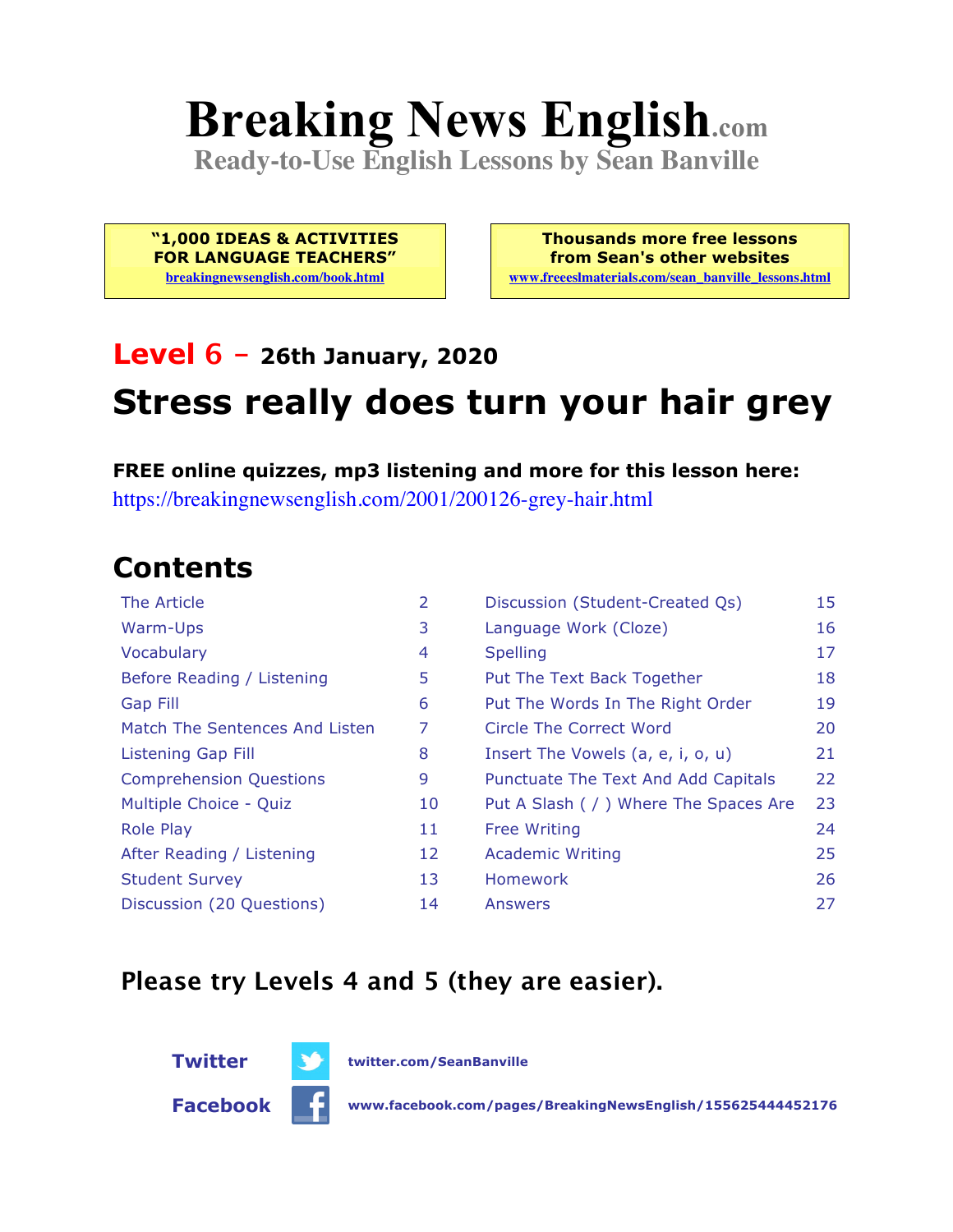# Breaking News English.com

**Ready-to-Use English Lessons by Sean Banville**

**"1,000 IDEAS & ACTIVITIES FOR LANGUAGE TEACHERS"**
breakingnewsenglish.com/book.html

**Thousands more free lessons from Sean's other websites**
www.freeeslmaterials.com/sean_banville_lessons.html

## Level 6 – 26th January, 2020

# Stress really does turn your hair grey

**FREE online quizzes, mp3 listening and more for this lesson here:**
https://breakingnewsenglish.com/2001/200126-grey-hair.html

## Contents

| | | | |
|---|---|---|---|
| The Article | 2 | Discussion (Student-Created Qs) | 15 |
| Warm-Ups | 3 | Language Work (Cloze) | 16 |
| Vocabulary | 4 | Spelling | 17 |
| Before Reading / Listening | 5 | Put The Text Back Together | 18 |
| Gap Fill | 6 | Put The Words In The Right Order | 19 |
| Match The Sentences And Listen | 7 | Circle The Correct Word | 20 |
| Listening Gap Fill | 8 | Insert The Vowels (a, e, i, o, u) | 21 |
| Comprehension Questions | 9 | Punctuate The Text And Add Capitals | 22 |
| Multiple Choice - Quiz | 10 | Put A Slash ( / ) Where The Spaces Are | 23 |
| Role Play | 11 | Free Writing | 24 |
| After Reading / Listening | 12 | Academic Writing | 25 |
| Student Survey | 13 | Homework | 26 |
| Discussion (20 Questions) | 14 | Answers | 27 |

## Please try Levels 4 and 5 (they are easier).

**Twitter** twitter.com/SeanBanville

**Facebook** www.facebook.com/pages/BreakingNewsEnglish/155625444452176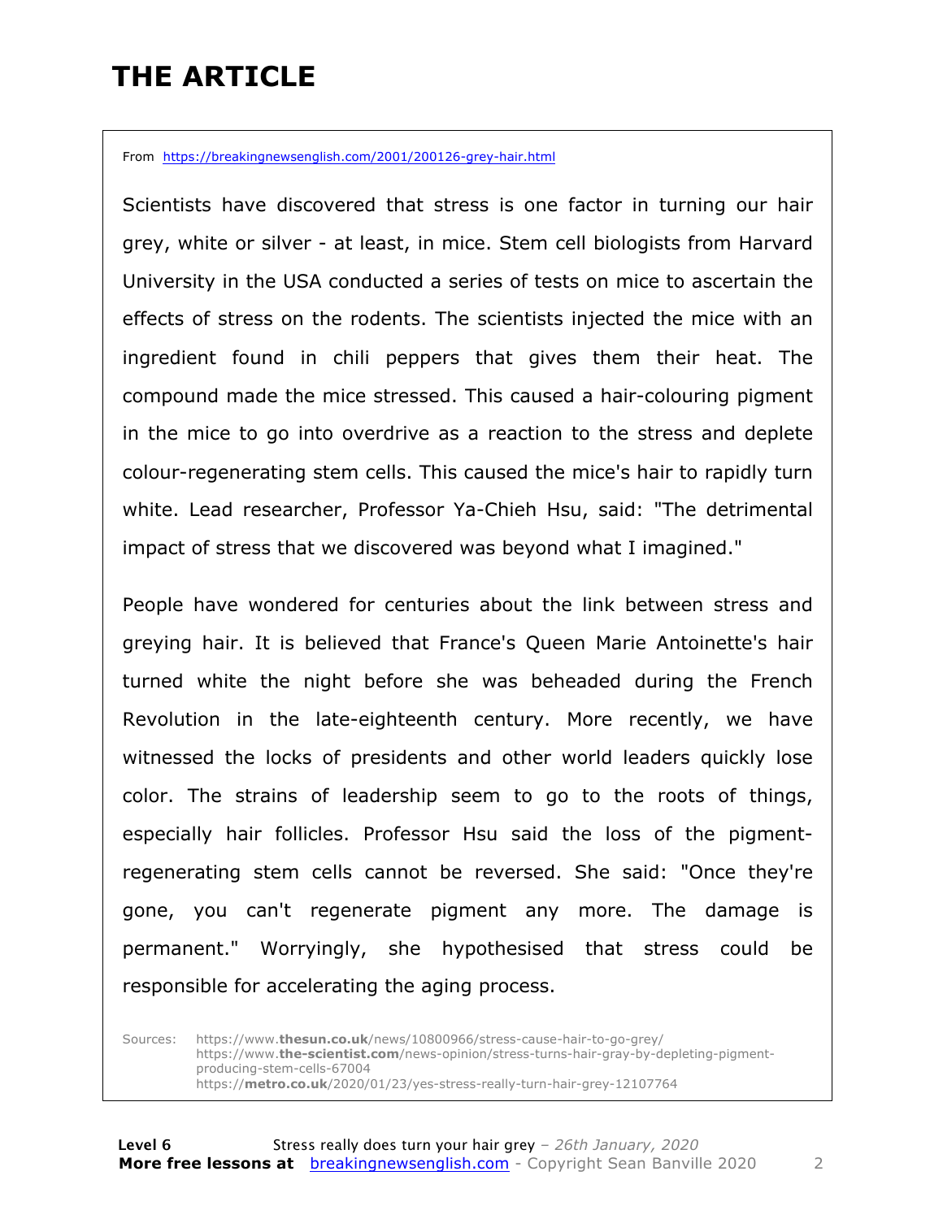# THE ARTICLE

From https://breakingnewsenglish.com/2001/200126-grey-hair.html

Scientists have discovered that stress is one factor in turning our hair grey, white or silver - at least, in mice. Stem cell biologists from Harvard University in the USA conducted a series of tests on mice to ascertain the effects of stress on the rodents. The scientists injected the mice with an ingredient found in chili peppers that gives them their heat. The compound made the mice stressed. This caused a hair-colouring pigment in the mice to go into overdrive as a reaction to the stress and deplete colour-regenerating stem cells. This caused the mice's hair to rapidly turn white. Lead researcher, Professor Ya-Chieh Hsu, said: "The detrimental impact of stress that we discovered was beyond what I imagined."

People have wondered for centuries about the link between stress and greying hair. It is believed that France's Queen Marie Antoinette's hair turned white the night before she was beheaded during the French Revolution in the late-eighteenth century. More recently, we have witnessed the locks of presidents and other world leaders quickly lose color. The strains of leadership seem to go to the roots of things, especially hair follicles. Professor Hsu said the loss of the pigment-regenerating stem cells cannot be reversed. She said: "Once they're gone, you can't regenerate pigment any more. The damage is permanent." Worryingly, she hypothesised that stress could be responsible for accelerating the aging process.

Sources: https://www.**thesun.co.uk**/news/10800966/stress-cause-hair-to-go-grey/
https://www.**the-scientist.com**/news-opinion/stress-turns-hair-gray-by-depleting-pigment-producing-stem-cells-67004
https://**metro.co.uk**/2020/01/23/yes-stress-really-turn-hair-grey-12107764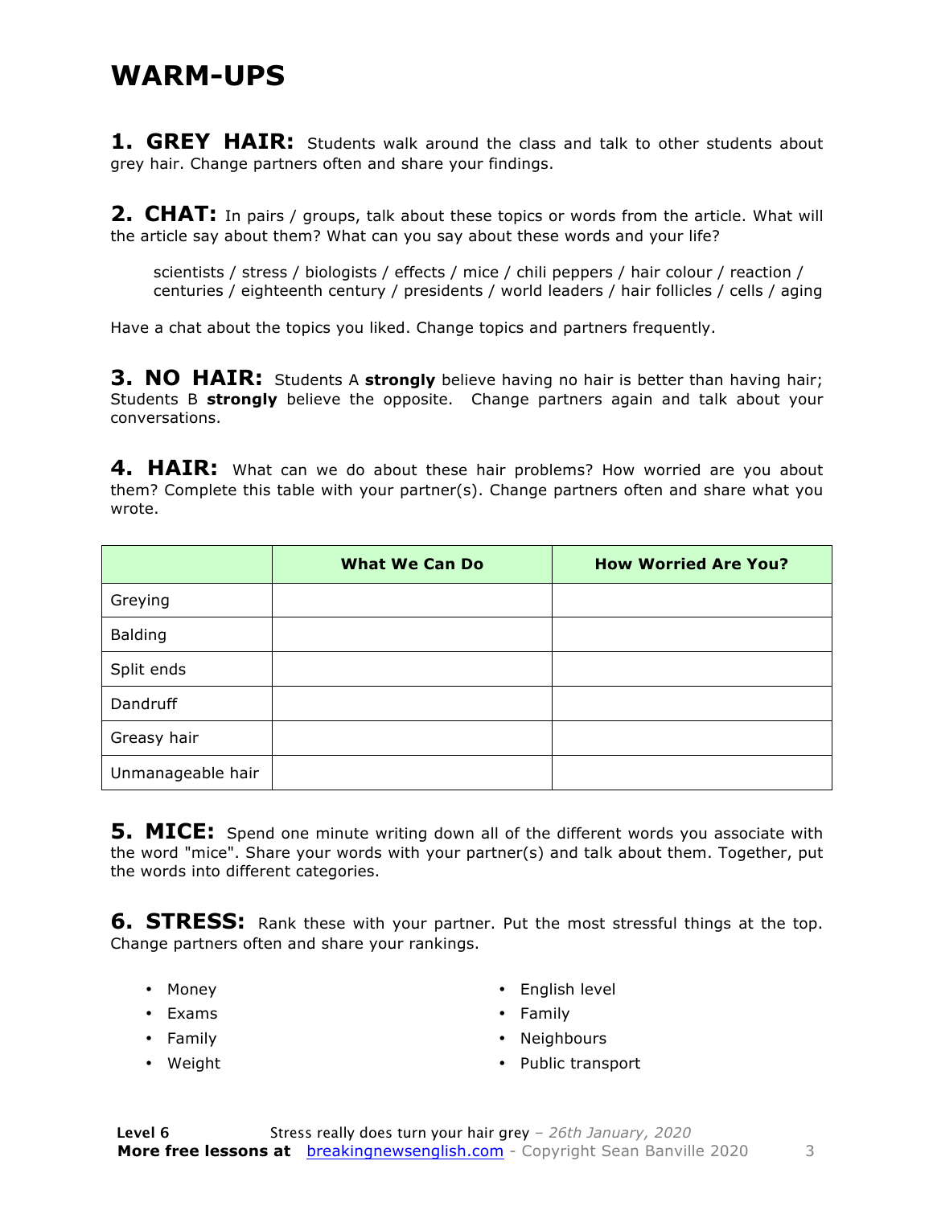# WARM-UPS

**1. GREY HAIR:** Students walk around the class and talk to other students about grey hair. Change partners often and share your findings.

**2. CHAT:** In pairs / groups, talk about these topics or words from the article. What will the article say about them? What can you say about these words and your life?

scientists / stress / biologists / effects / mice / chili peppers / hair colour / reaction / centuries / eighteenth century / presidents / world leaders / hair follicles / cells / aging

Have a chat about the topics you liked. Change topics and partners frequently.

**3. NO HAIR:** Students A **strongly** believe having no hair is better than having hair; Students B **strongly** believe the opposite. Change partners again and talk about your conversations.

**4. HAIR:** What can we do about these hair problems? How worried are you about them? Complete this table with your partner(s). Change partners often and share what you wrote.

| | What We Can Do | How Worried Are You? |
|---|---|---|
| Greying | | |
| Balding | | |
| Split ends | | |
| Dandruff | | |
| Greasy hair | | |
| Unmanageable hair | | |

**5. MICE:** Spend one minute writing down all of the different words you associate with the word "mice". Share your words with your partner(s) and talk about them. Together, put the words into different categories.

**6. STRESS:** Rank these with your partner. Put the most stressful things at the top. Change partners often and share your rankings.

- Money
- Exams
- Family
- Weight
- English level
- Family
- Neighbours
- Public transport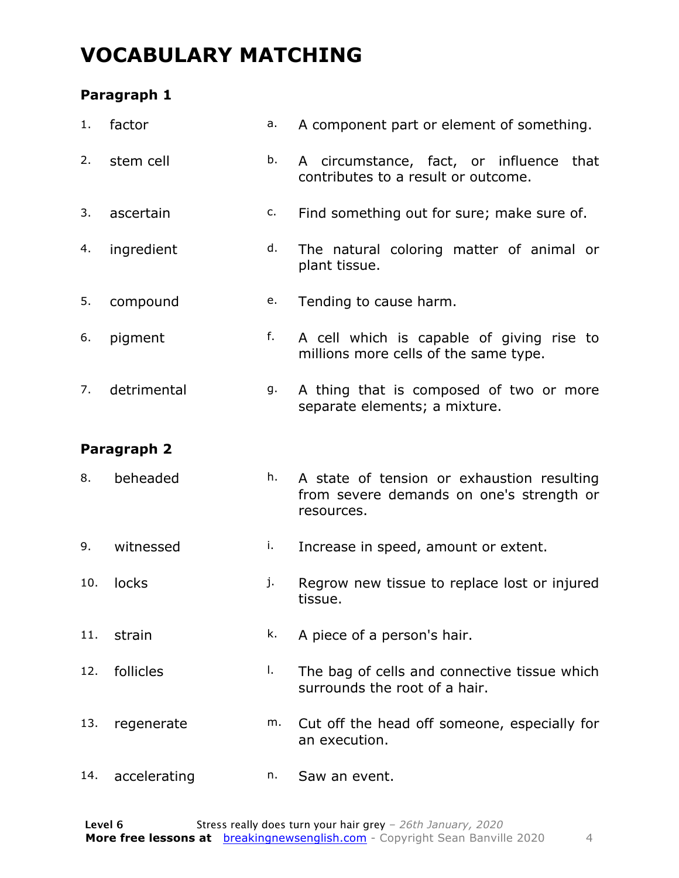# VOCABULARY MATCHING

### Paragraph 1

| | | | |
|---|---|---|---|
| 1. | factor | a. | A component part or element of something. |
| 2. | stem cell | b. | A circumstance, fact, or influence that contributes to a result or outcome. |
| 3. | ascertain | c. | Find something out for sure; make sure of. |
| 4. | ingredient | d. | The natural coloring matter of animal or plant tissue. |
| 5. | compound | e. | Tending to cause harm. |
| 6. | pigment | f. | A cell which is capable of giving rise to millions more cells of the same type. |
| 7. | detrimental | g. | A thing that is composed of two or more separate elements; a mixture. |

### Paragraph 2

| | | | |
|---|---|---|---|
| 8. | beheaded | h. | A state of tension or exhaustion resulting from severe demands on one's strength or resources. |
| 9. | witnessed | i. | Increase in speed, amount or extent. |
| 10. | locks | j. | Regrow new tissue to replace lost or injured tissue. |
| 11. | strain | k. | A piece of a person's hair. |
| 12. | follicles | l. | The bag of cells and connective tissue which surrounds the root of a hair. |
| 13. | regenerate | m. | Cut off the head off someone, especially for an execution. |
| 14. | accelerating | n. | Saw an event. |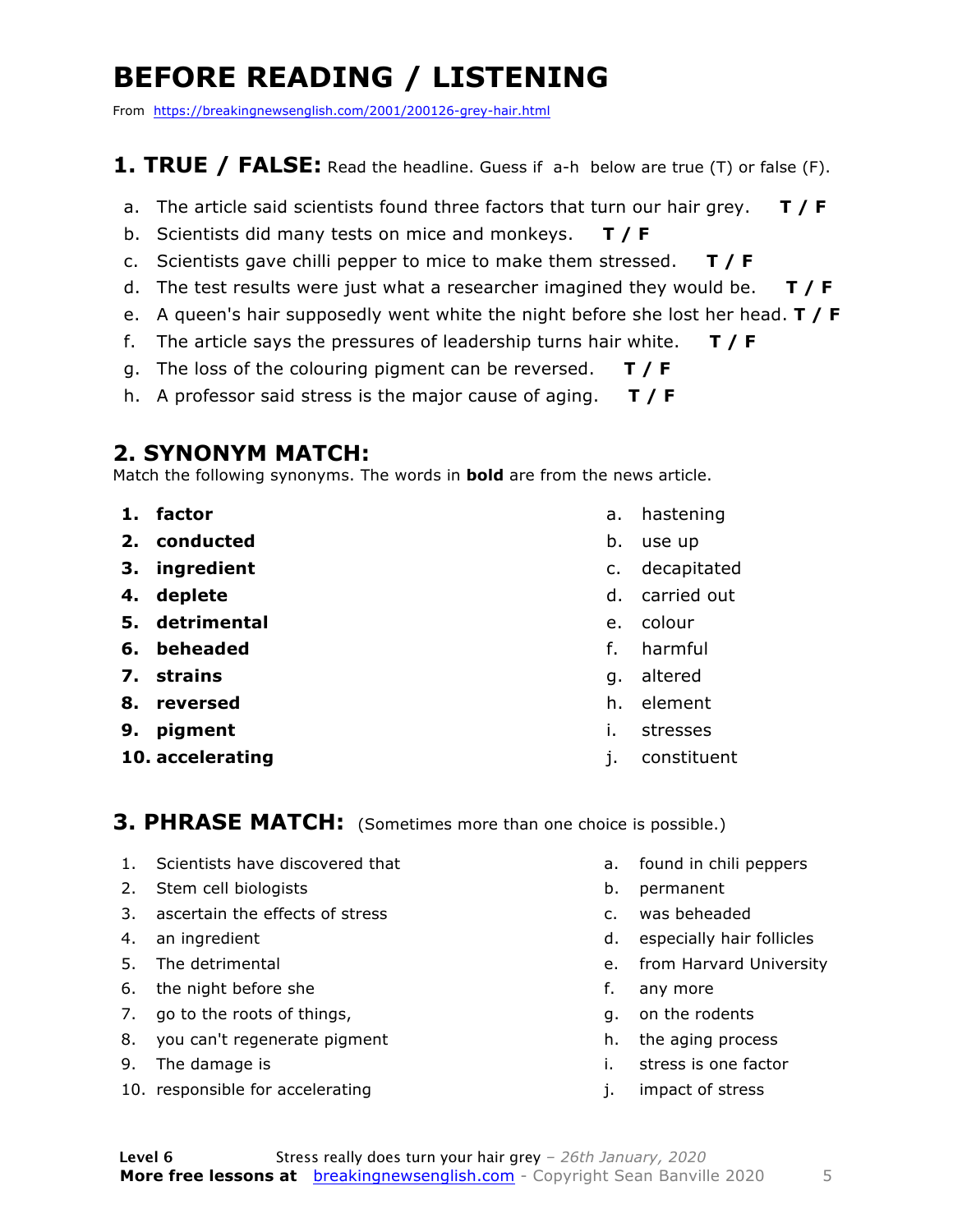# BEFORE READING / LISTENING

From https://breakingnewsenglish.com/2001/200126-grey-hair.html

## 1. TRUE / FALSE: Read the headline. Guess if a-h below are true (T) or false (F).

a. The article said scientists found three factors that turn our hair grey. **T / F**

b. Scientists did many tests on mice and monkeys. **T / F**

c. Scientists gave chilli pepper to mice to make them stressed. **T / F**

d. The test results were just what a researcher imagined they would be. **T / F**

e. A queen's hair supposedly went white the night before she lost her head. **T / F**

f. The article says the pressures of leadership turns hair white. **T / F**

g. The loss of the colouring pigment can be reversed. **T / F**

h. A professor said stress is the major cause of aging. **T / F**

## 2. SYNONYM MATCH:

Match the following synonyms. The words in **bold** are from the news article.

| | |
|---|---|
| 1. **factor** | a. hastening |
| 2. **conducted** | b. use up |
| 3. **ingredient** | c. decapitated |
| 4. **deplete** | d. carried out |
| 5. **detrimental** | e. colour |
| 6. **beheaded** | f. harmful |
| 7. **strains** | g. altered |
| 8. **reversed** | h. element |
| 9. **pigment** | i. stresses |
| 10. **accelerating** | j. constituent |

## 3. PHRASE MATCH: (Sometimes more than one choice is possible.)

| | |
|---|---|
| 1. Scientists have discovered that | a. found in chili peppers |
| 2. Stem cell biologists | b. permanent |
| 3. ascertain the effects of stress | c. was beheaded |
| 4. an ingredient | d. especially hair follicles |
| 5. The detrimental | e. from Harvard University |
| 6. the night before she | f. any more |
| 7. go to the roots of things, | g. on the rodents |
| 8. you can't regenerate pigment | h. the aging process |
| 9. The damage is | i. stress is one factor |
| 10. responsible for accelerating | j. impact of stress |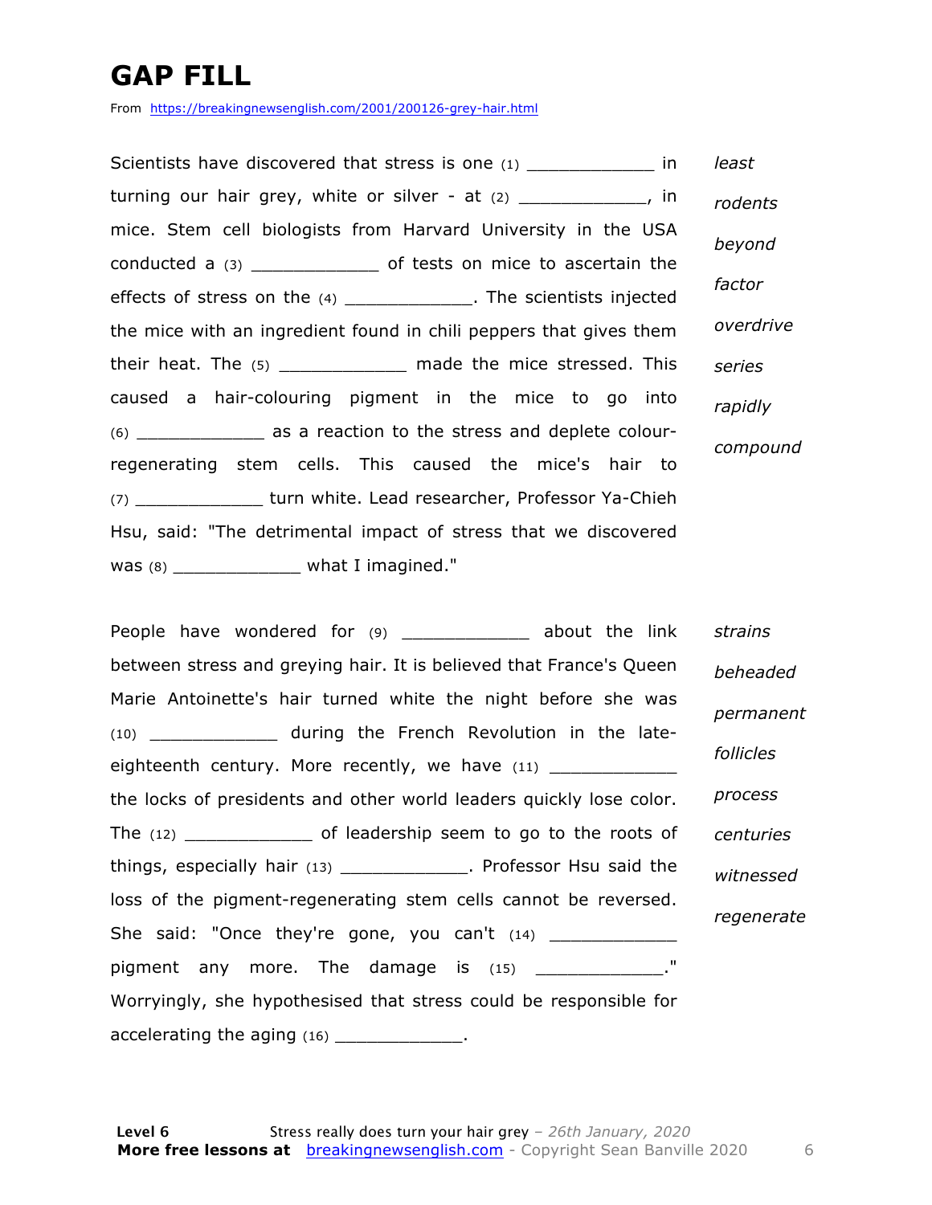# GAP FILL

From https://breakingnewsenglish.com/2001/200126-grey-hair.html

Scientists have discovered that stress is one (1) ____________ in turning our hair grey, white or silver - at (2) ____________, in mice. Stem cell biologists from Harvard University in the USA conducted a (3) ____________ of tests on mice to ascertain the effects of stress on the (4) ____________. The scientists injected the mice with an ingredient found in chili peppers that gives them their heat. The (5) ____________ made the mice stressed. This caused a hair-colouring pigment in the mice to go into (6) ____________ as a reaction to the stress and deplete colour-regenerating stem cells. This caused the mice's hair to (7) ____________ turn white. Lead researcher, Professor Ya-Chieh Hsu, said: "The detrimental impact of stress that we discovered was (8) ____________ what I imagined."

*least*

*rodents*

*beyond*

*factor*

*overdrive*

*series*

*rapidly*

*compound*

People have wondered for (9) ____________ about the link between stress and greying hair. It is believed that France's Queen Marie Antoinette's hair turned white the night before she was (10) ____________ during the French Revolution in the late-eighteenth century. More recently, we have (11) ____________ the locks of presidents and other world leaders quickly lose color. The (12) ____________ of leadership seem to go to the roots of things, especially hair (13) ____________. Professor Hsu said the loss of the pigment-regenerating stem cells cannot be reversed. She said: "Once they're gone, you can't (14) ____________ pigment any more. The damage is (15) ____________." Worryingly, she hypothesised that stress could be responsible for accelerating the aging (16) ____________.

*strains*

*beheaded*

*permanent*

*follicles*

*process*

*centuries*

*witnessed*

*regenerate*

**Level 6** Stress really does turn your hair grey – *26th January, 2020*
**More free lessons at** breakingnewsenglish.com - Copyright Sean Banville 2020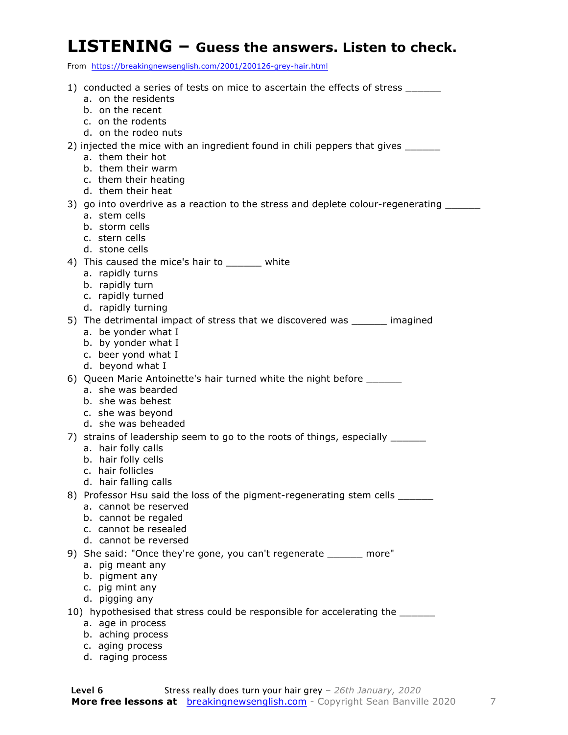# LISTENING – Guess the answers. Listen to check.

From https://breakingnewsenglish.com/2001/200126-grey-hair.html

1) conducted a series of tests on mice to ascertain the effects of stress ______
   a. on the residents
   b. on the recent
   c. on the rodents
   d. on the rodeo nuts

2) injected the mice with an ingredient found in chili peppers that gives ______
   a. them their hot
   b. them their warm
   c. them their heating
   d. them their heat

3) go into overdrive as a reaction to the stress and deplete colour-regenerating ______
   a. stem cells
   b. storm cells
   c. stern cells
   d. stone cells

4) This caused the mice's hair to ______ white
   a. rapidly turns
   b. rapidly turn
   c. rapidly turned
   d. rapidly turning

5) The detrimental impact of stress that we discovered was ______ imagined
   a. be yonder what I
   b. by yonder what I
   c. beer yond what I
   d. beyond what I

6) Queen Marie Antoinette's hair turned white the night before ______
   a. she was bearded
   b. she was behest
   c. she was beyond
   d. she was beheaded

7) strains of leadership seem to go to the roots of things, especially ______
   a. hair folly calls
   b. hair folly cells
   c. hair follicles
   d. hair falling calls

8) Professor Hsu said the loss of the pigment-regenerating stem cells ______
   a. cannot be reserved
   b. cannot be regaled
   c. cannot be resealed
   d. cannot be reversed

9) She said: "Once they're gone, you can't regenerate ______ more"
   a. pig meant any
   b. pigment any
   c. pig mint any
   d. pigging any

10) hypothesised that stress could be responsible for accelerating the ______
   a. age in process
   b. aching process
   c. aging process
   d. raging process

**Level 6** Stress really does turn your hair grey – *26th January, 2020*

**More free lessons at** breakingnewsenglish.com - Copyright Sean Banville 2020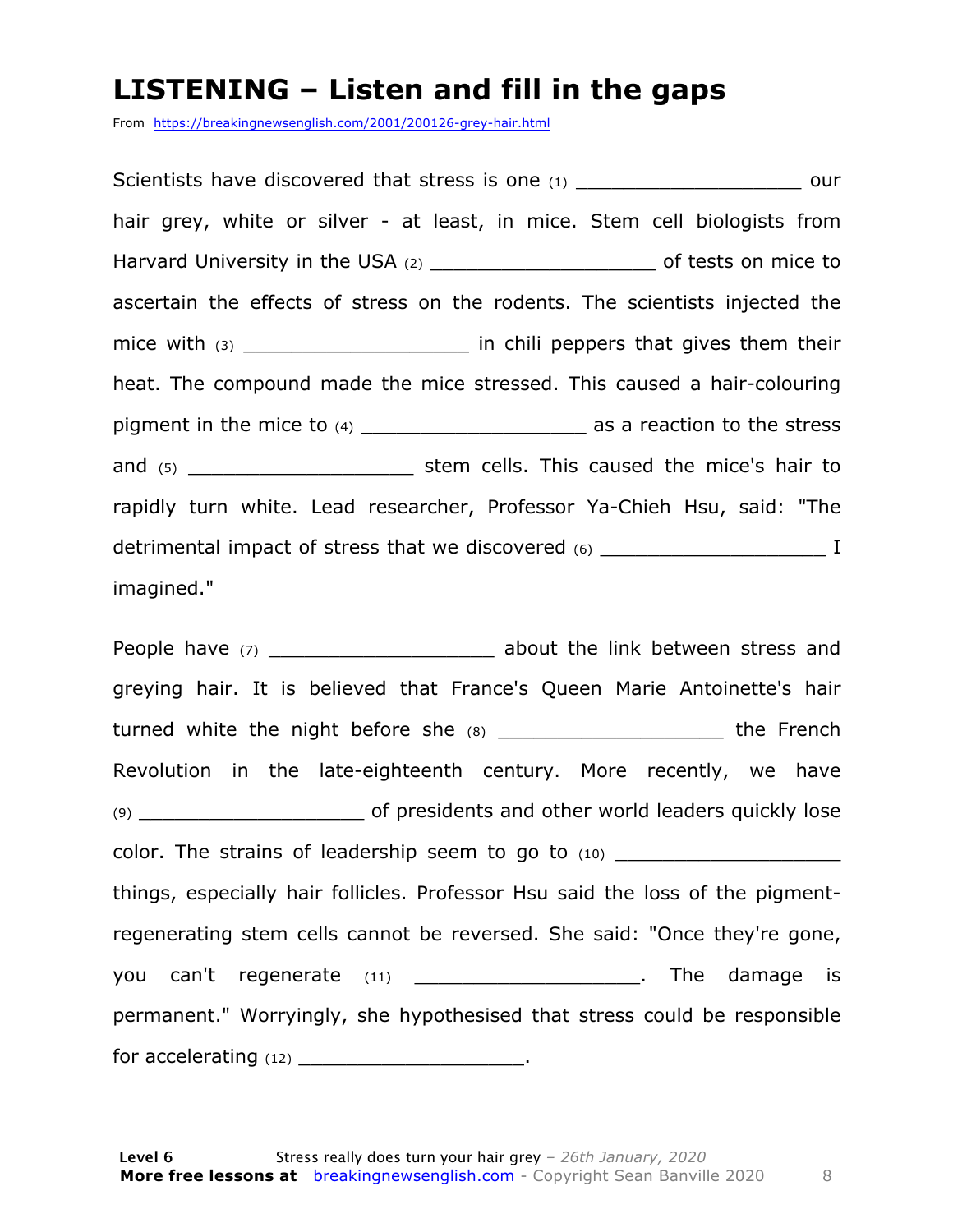# LISTENING – Listen and fill in the gaps

From https://breakingnewsenglish.com/2001/200126-grey-hair.html

Scientists have discovered that stress is one (1) ___________________ our hair grey, white or silver - at least, in mice. Stem cell biologists from Harvard University in the USA (2) ___________________ of tests on mice to ascertain the effects of stress on the rodents. The scientists injected the mice with (3) ___________________ in chili peppers that gives them their heat. The compound made the mice stressed. This caused a hair-colouring pigment in the mice to (4) ___________________ as a reaction to the stress and (5) ___________________ stem cells. This caused the mice's hair to rapidly turn white. Lead researcher, Professor Ya-Chieh Hsu, said: "The detrimental impact of stress that we discovered (6) ___________________ I imagined."

People have (7) ___________________ about the link between stress and greying hair. It is believed that France's Queen Marie Antoinette's hair turned white the night before she (8) ___________________ the French Revolution in the late-eighteenth century. More recently, we have (9) ___________________ of presidents and other world leaders quickly lose color. The strains of leadership seem to go to (10) ___________________ things, especially hair follicles. Professor Hsu said the loss of the pigment-regenerating stem cells cannot be reversed. She said: "Once they're gone, you can't regenerate (11) ___________________. The damage is permanent." Worryingly, she hypothesised that stress could be responsible for accelerating (12) ___________________.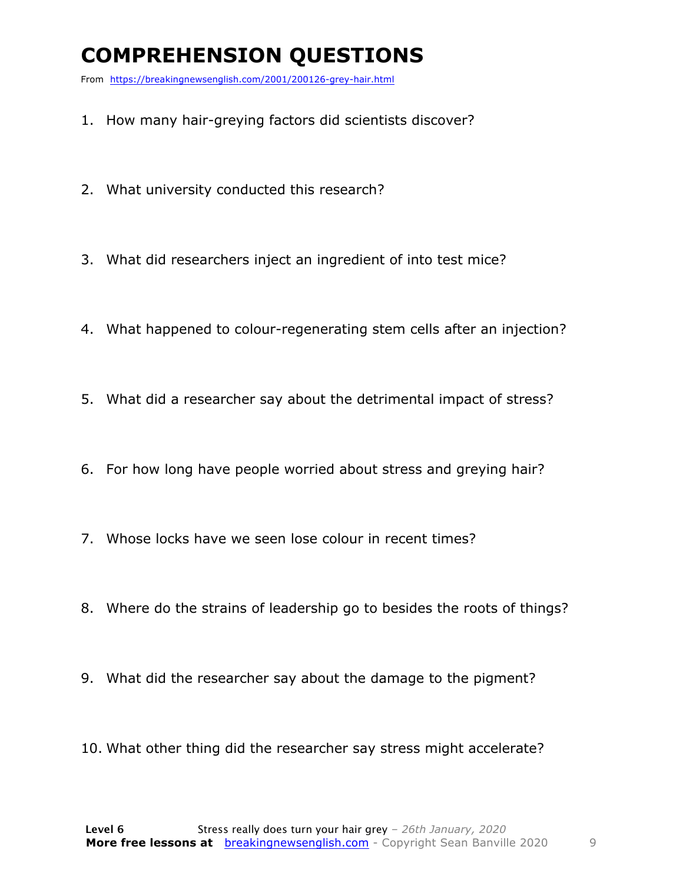# COMPREHENSION QUESTIONS

From https://breakingnewsenglish.com/2001/200126-grey-hair.html

1. How many hair-greying factors did scientists discover?

2. What university conducted this research?

3. What did researchers inject an ingredient of into test mice?

4. What happened to colour-regenerating stem cells after an injection?

5. What did a researcher say about the detrimental impact of stress?

6. For how long have people worried about stress and greying hair?

7. Whose locks have we seen lose colour in recent times?

8. Where do the strains of leadership go to besides the roots of things?

9. What did the researcher say about the damage to the pigment?

10. What other thing did the researcher say stress might accelerate?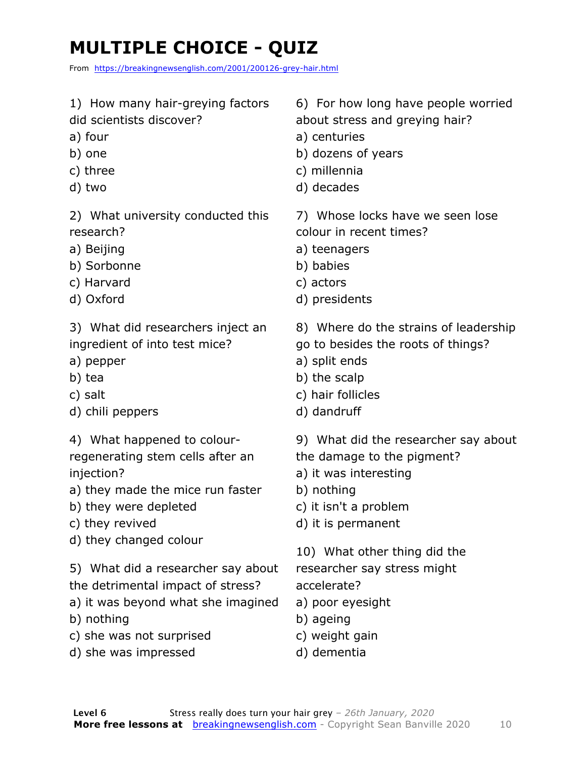# MULTIPLE CHOICE - QUIZ

From https://breakingnewsenglish.com/2001/200126-grey-hair.html

1) How many hair-greying factors did scientists discover?
a) four
b) one
c) three
d) two

2) What university conducted this research?
a) Beijing
b) Sorbonne
c) Harvard
d) Oxford

3) What did researchers inject an ingredient of into test mice?
a) pepper
b) tea
c) salt
d) chili peppers

4) What happened to colour-regenerating stem cells after an injection?
a) they made the mice run faster
b) they were depleted
c) they revived
d) they changed colour

5) What did a researcher say about the detrimental impact of stress?
a) it was beyond what she imagined
b) nothing
c) she was not surprised
d) she was impressed

6) For how long have people worried about stress and greying hair?
a) centuries
b) dozens of years
c) millennia
d) decades

7) Whose locks have we seen lose colour in recent times?
a) teenagers
b) babies
c) actors
d) presidents

8) Where do the strains of leadership go to besides the roots of things?
a) split ends
b) the scalp
c) hair follicles
d) dandruff

9) What did the researcher say about the damage to the pigment?
a) it was interesting
b) nothing
c) it isn't a problem
d) it is permanent

10) What other thing did the researcher say stress might accelerate?
a) poor eyesight
b) ageing
c) weight gain
d) dementia

**Level 6** Stress really does turn your hair grey – *26th January, 2020*
**More free lessons at** breakingnewsenglish.com - Copyright Sean Banville 2020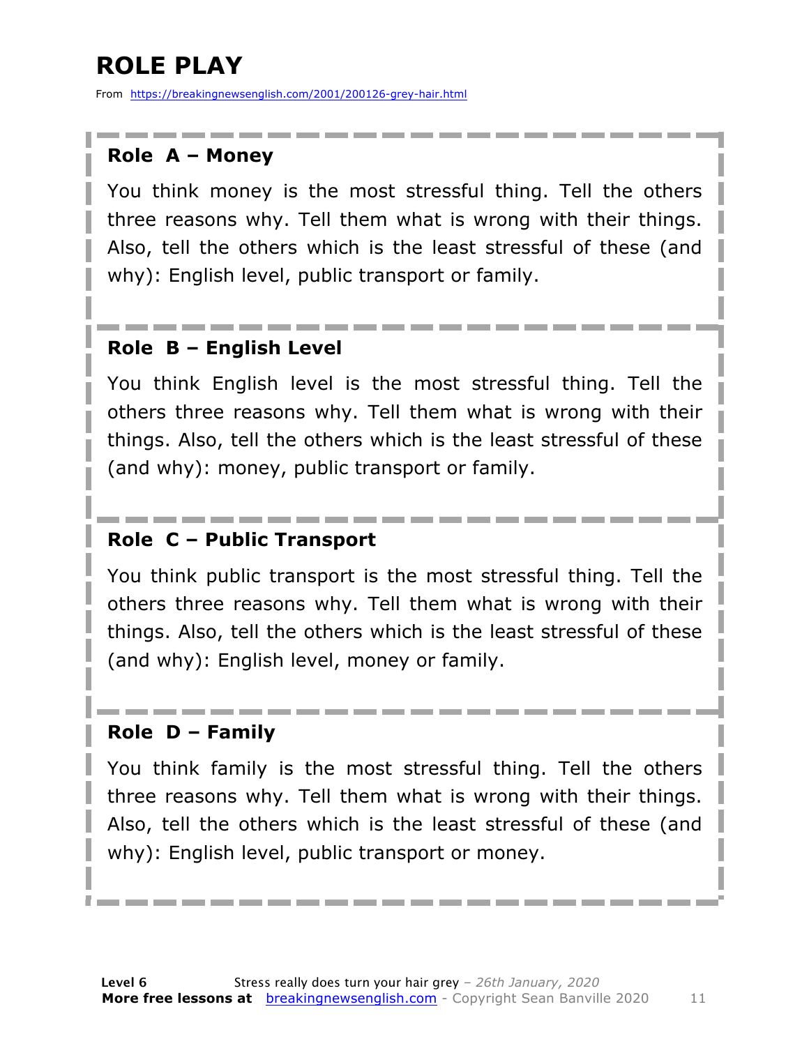# ROLE PLAY

From https://breakingnewsenglish.com/2001/200126-grey-hair.html

### Role A – Money

You think money is the most stressful thing. Tell the others three reasons why. Tell them what is wrong with their things. Also, tell the others which is the least stressful of these (and why): English level, public transport or family.

### Role B – English Level

You think English level is the most stressful thing. Tell the others three reasons why. Tell them what is wrong with their things. Also, tell the others which is the least stressful of these (and why): money, public transport or family.

### Role C – Public Transport

You think public transport is the most stressful thing. Tell the others three reasons why. Tell them what is wrong with their things. Also, tell the others which is the least stressful of these (and why): English level, money or family.

### Role D – Family

You think family is the most stressful thing. Tell the others three reasons why. Tell them what is wrong with their things. Also, tell the others which is the least stressful of these (and why): English level, public transport or money.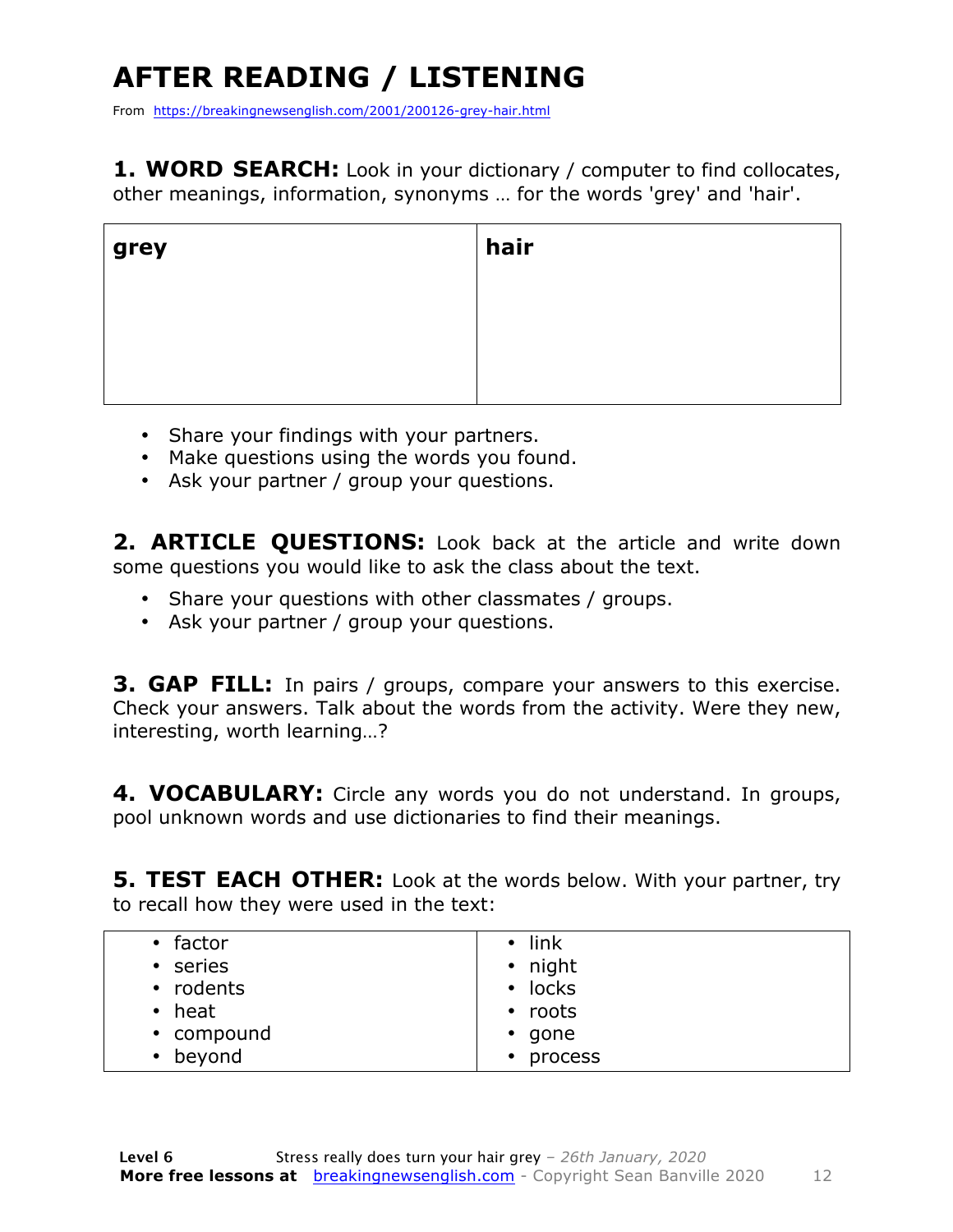# AFTER READING / LISTENING

From https://breakingnewsenglish.com/2001/200126-grey-hair.html

**1. WORD SEARCH:** Look in your dictionary / computer to find collocates, other meanings, information, synonyms … for the words 'grey' and 'hair'.

| **grey** | **hair** |
|---|---|
| | |

- Share your findings with your partners.
- Make questions using the words you found.
- Ask your partner / group your questions.

**2. ARTICLE QUESTIONS:** Look back at the article and write down some questions you would like to ask the class about the text.

- Share your questions with other classmates / groups.
- Ask your partner / group your questions.

**3. GAP FILL:** In pairs / groups, compare your answers to this exercise. Check your answers. Talk about the words from the activity. Were they new, interesting, worth learning…?

**4. VOCABULARY:** Circle any words you do not understand. In groups, pool unknown words and use dictionaries to find their meanings.

**5. TEST EACH OTHER:** Look at the words below. With your partner, try to recall how they were used in the text:

| | |
|---|---|
| • factor<br>• series<br>• rodents<br>• heat<br>• compound<br>• beyond | • link<br>• night<br>• locks<br>• roots<br>• gone<br>• process |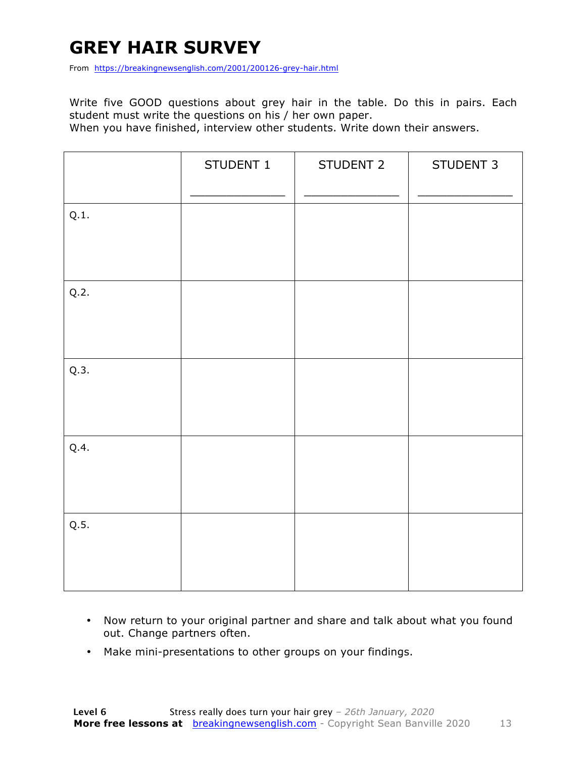# GREY HAIR SURVEY

From https://breakingnewsenglish.com/2001/200126-grey-hair.html

Write five GOOD questions about grey hair in the table. Do this in pairs. Each student must write the questions on his / her own paper.

When you have finished, interview other students. Write down their answers.

| | STUDENT 1<br>_____________ | STUDENT 2<br>_____________ | STUDENT 3<br>_____________ |
|---|---|---|---|
| Q.1. | | | |
| Q.2. | | | |
| Q.3. | | | |
| Q.4. | | | |
| Q.5. | | | |

- Now return to your original partner and share and talk about what you found out. Change partners often.
- Make mini-presentations to other groups on your findings.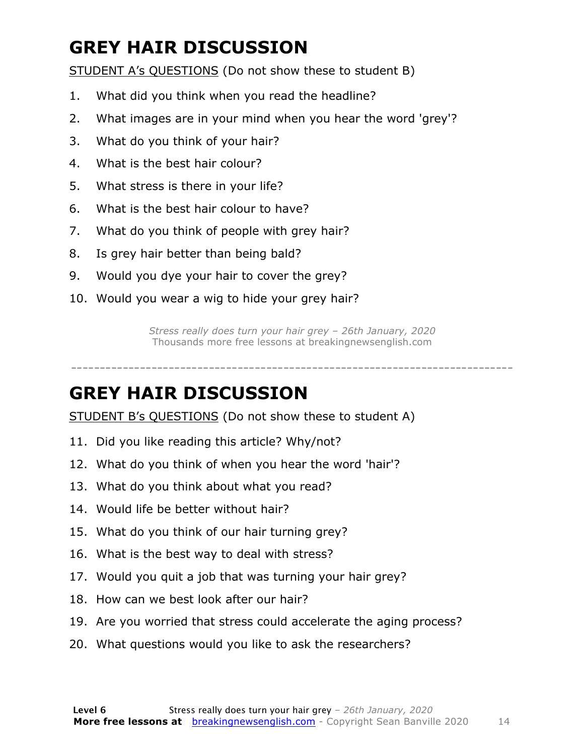# GREY HAIR DISCUSSION

STUDENT A's QUESTIONS (Do not show these to student B)

1. What did you think when you read the headline?
2. What images are in your mind when you hear the word 'grey'?
3. What do you think of your hair?
4. What is the best hair colour?
5. What stress is there in your life?
6. What is the best hair colour to have?
7. What do you think of people with grey hair?
8. Is grey hair better than being bald?
9. Would you dye your hair to cover the grey?
10. Would you wear a wig to hide your grey hair?

*Stress really does turn your hair grey – 26th January, 2020*
Thousands more free lessons at breakingnewsenglish.com

---

# GREY HAIR DISCUSSION

STUDENT B's QUESTIONS (Do not show these to student A)

11. Did you like reading this article? Why/not?
12. What do you think of when you hear the word 'hair'?
13. What do you think about what you read?
14. Would life be better without hair?
15. What do you think of our hair turning grey?
16. What is the best way to deal with stress?
17. Would you quit a job that was turning your hair grey?
18. How can we best look after our hair?
19. Are you worried that stress could accelerate the aging process?
20. What questions would you like to ask the researchers?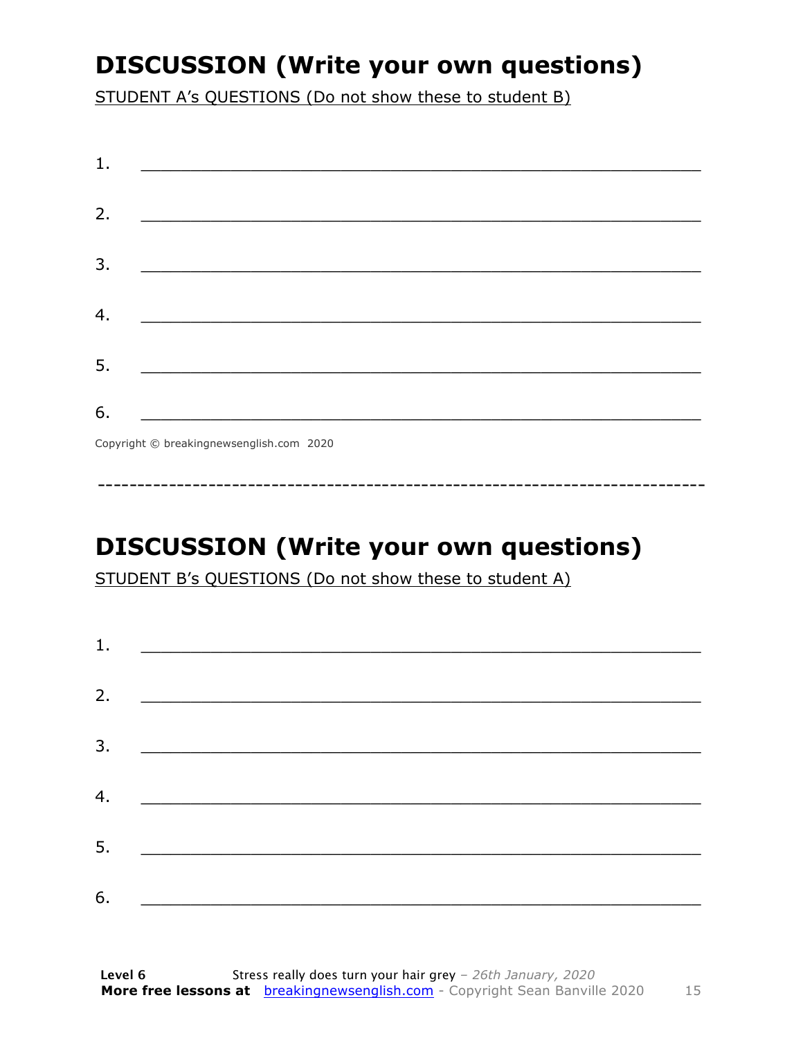# DISCUSSION (Write your own questions)

STUDENT A's QUESTIONS (Do not show these to student B)

1. ___________________________________________________________

2. ___________________________________________________________

3. ___________________________________________________________

4. ___________________________________________________________

5. ___________________________________________________________

6. ___________________________________________________________

Copyright © breakingnewsenglish.com 2020

------------------------------------------------------------------------------

# DISCUSSION (Write your own questions)

STUDENT B's QUESTIONS (Do not show these to student A)

1. ___________________________________________________________

2. ___________________________________________________________

3. ___________________________________________________________

4. ___________________________________________________________

5. ___________________________________________________________

6. ___________________________________________________________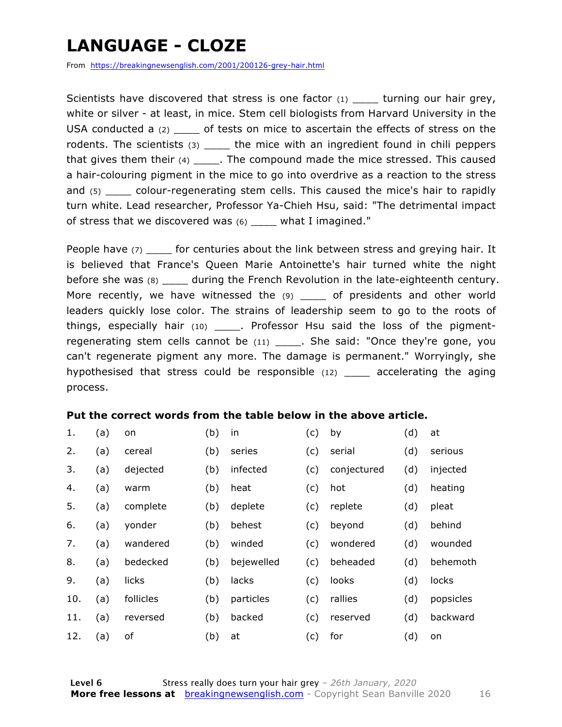# LANGUAGE - CLOZE

From https://breakingnewsenglish.com/2001/200126-grey-hair.html

Scientists have discovered that stress is one factor (1) ____ turning our hair grey, white or silver - at least, in mice. Stem cell biologists from Harvard University in the USA conducted a (2) ____ of tests on mice to ascertain the effects of stress on the rodents. The scientists (3) ____ the mice with an ingredient found in chili peppers that gives them their (4) ____. The compound made the mice stressed. This caused a hair-colouring pigment in the mice to go into overdrive as a reaction to the stress and (5) ____ colour-regenerating stem cells. This caused the mice's hair to rapidly turn white. Lead researcher, Professor Ya-Chieh Hsu, said: "The detrimental impact of stress that we discovered was (6) ____ what I imagined."

People have (7) ____ for centuries about the link between stress and greying hair. It is believed that France's Queen Marie Antoinette's hair turned white the night before she was (8) ____ during the French Revolution in the late-eighteenth century. More recently, we have witnessed the (9) ____ of presidents and other world leaders quickly lose color. The strains of leadership seem to go to the roots of things, especially hair (10) ____. Professor Hsu said the loss of the pigment-regenerating stem cells cannot be (11) ____. She said: "Once they're gone, you can't regenerate pigment any more. The damage is permanent." Worryingly, she hypothesised that stress could be responsible (12) ____ accelerating the aging process.

**Put the correct words from the table below in the above article.**

| | | | | |
|---|---|---|---|---|
| 1. | (a) on | (b) in | (c) by | (d) at |
| 2. | (a) cereal | (b) series | (c) serial | (d) serious |
| 3. | (a) dejected | (b) infected | (c) conjectured | (d) injected |
| 4. | (a) warm | (b) heat | (c) hot | (d) heating |
| 5. | (a) complete | (b) deplete | (c) replete | (d) pleat |
| 6. | (a) yonder | (b) behest | (c) beyond | (d) behind |
| 7. | (a) wandered | (b) winded | (c) wondered | (d) wounded |
| 8. | (a) bedecked | (b) bejewelled | (c) beheaded | (d) behemoth |
| 9. | (a) licks | (b) lacks | (c) looks | (d) locks |
| 10. | (a) follicles | (b) particles | (c) rallies | (d) popsicles |
| 11. | (a) reversed | (b) backed | (c) reserved | (d) backward |
| 12. | (a) of | (b) at | (c) for | (d) on |

**Level 6** Stress really does turn your hair grey – *26th January, 2020*
**More free lessons at** breakingnewsenglish.com - Copyright Sean Banville 2020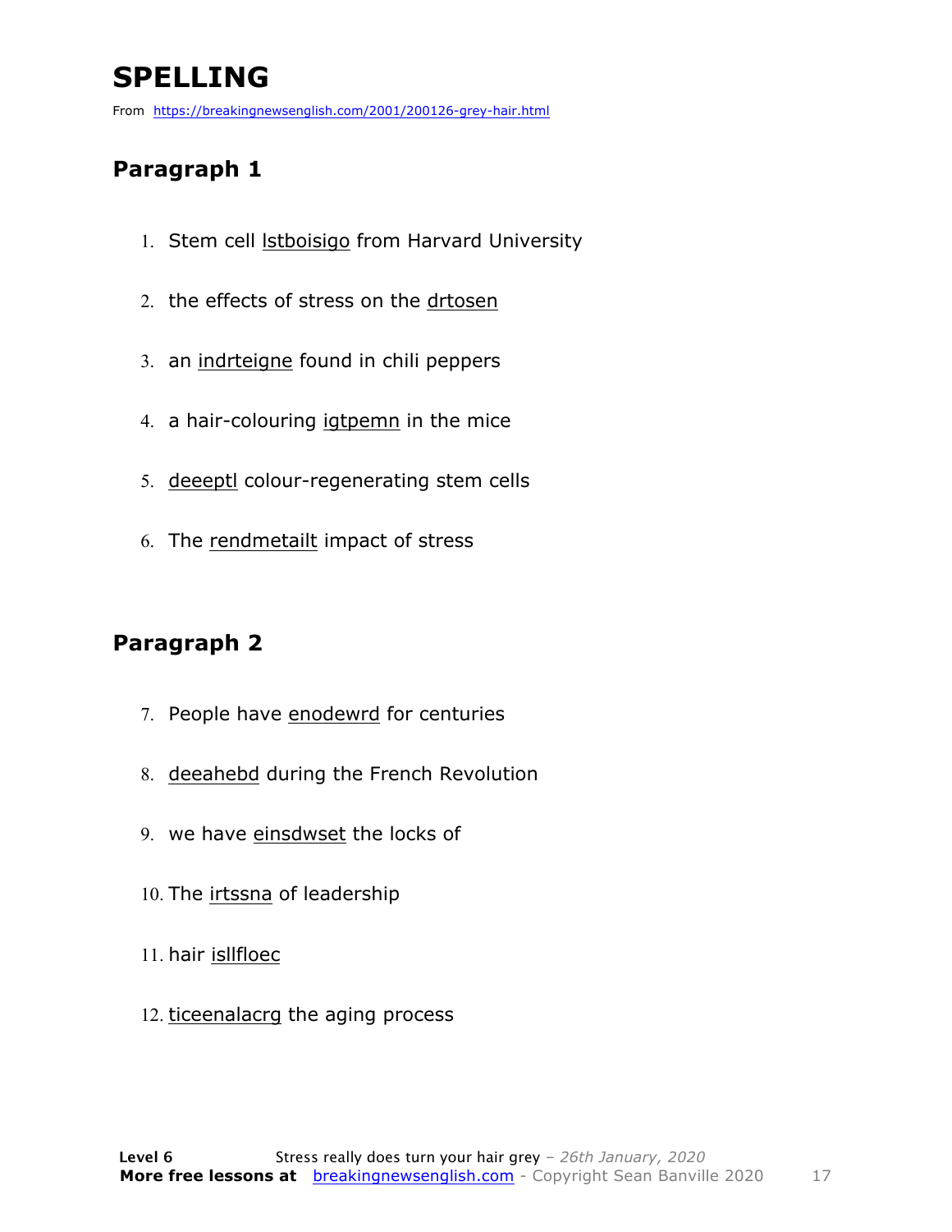# SPELLING

From https://breakingnewsenglish.com/2001/200126-grey-hair.html

## Paragraph 1

1. Stem cell lstboisigo from Harvard University
2. the effects of stress on the drtosen
3. an indrteigne found in chili peppers
4. a hair-colouring igtpemn in the mice
5. deeeptl colour-regenerating stem cells
6. The rendmetailt impact of stress

## Paragraph 2

7. People have enodewrd for centuries
8. deeahebd during the French Revolution
9. we have einsdwset the locks of
10. The irtssna of leadership
11. hair isllfloec
12. ticeenalacrg the aging process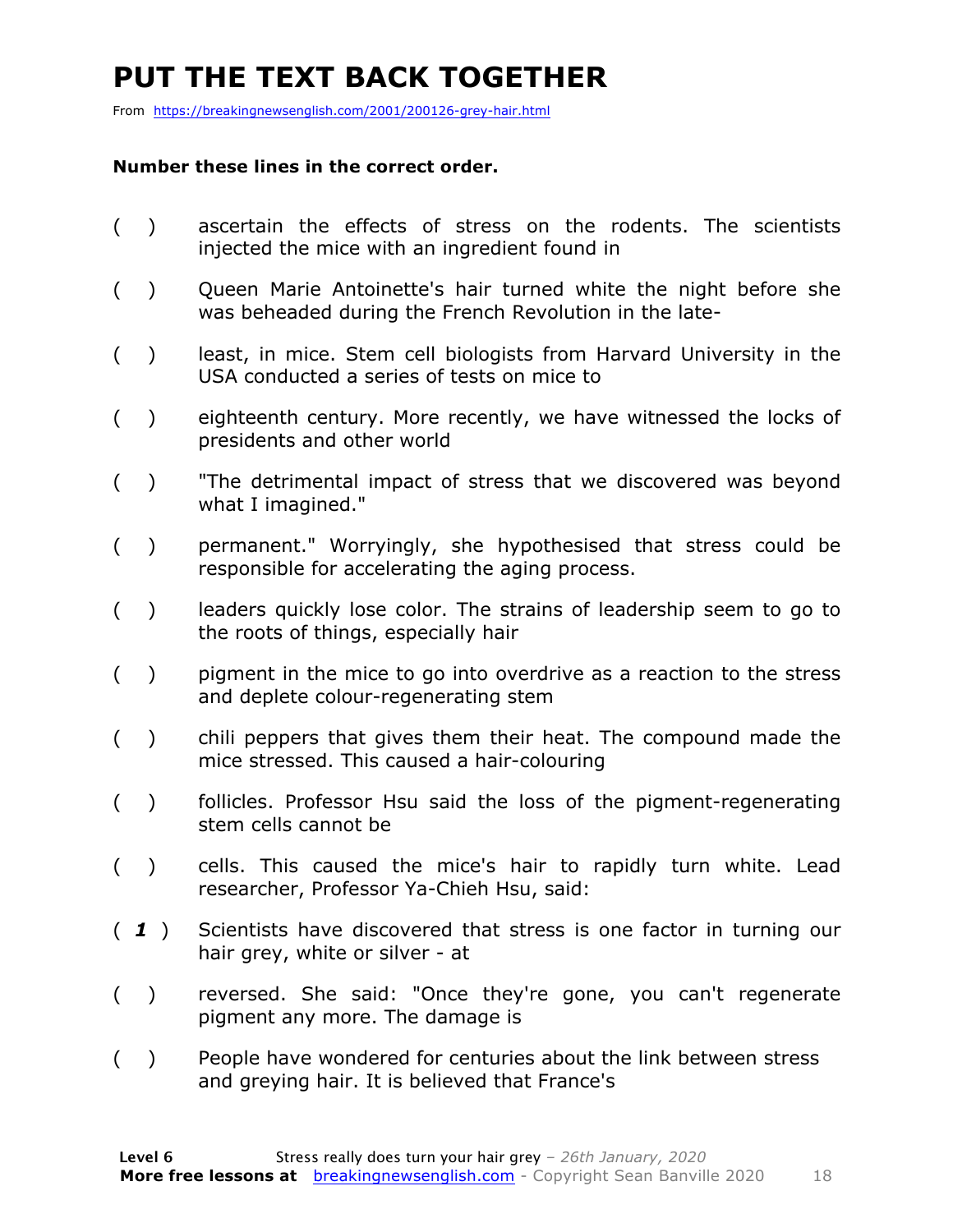# PUT THE TEXT BACK TOGETHER

From https://breakingnewsenglish.com/2001/200126-grey-hair.html

**Number these lines in the correct order.**

( ) ascertain the effects of stress on the rodents. The scientists injected the mice with an ingredient found in

( ) Queen Marie Antoinette's hair turned white the night before she was beheaded during the French Revolution in the late-

( ) least, in mice. Stem cell biologists from Harvard University in the USA conducted a series of tests on mice to

( ) eighteenth century. More recently, we have witnessed the locks of presidents and other world

( ) "The detrimental impact of stress that we discovered was beyond what I imagined."

( ) permanent." Worryingly, she hypothesised that stress could be responsible for accelerating the aging process.

( ) leaders quickly lose color. The strains of leadership seem to go to the roots of things, especially hair

( ) pigment in the mice to go into overdrive as a reaction to the stress and deplete colour-regenerating stem

( ) chili peppers that gives them their heat. The compound made the mice stressed. This caused a hair-colouring

( ) follicles. Professor Hsu said the loss of the pigment-regenerating stem cells cannot be

( ) cells. This caused the mice's hair to rapidly turn white. Lead researcher, Professor Ya-Chieh Hsu, said:

( ***1*** ) Scientists have discovered that stress is one factor in turning our hair grey, white or silver - at

( ) reversed. She said: "Once they're gone, you can't regenerate pigment any more. The damage is

( ) People have wondered for centuries about the link between stress and greying hair. It is believed that France's

**Level 6** Stress really does turn your hair grey – *26th January, 2020*
**More free lessons at** breakingnewsenglish.com - Copyright Sean Banville 2020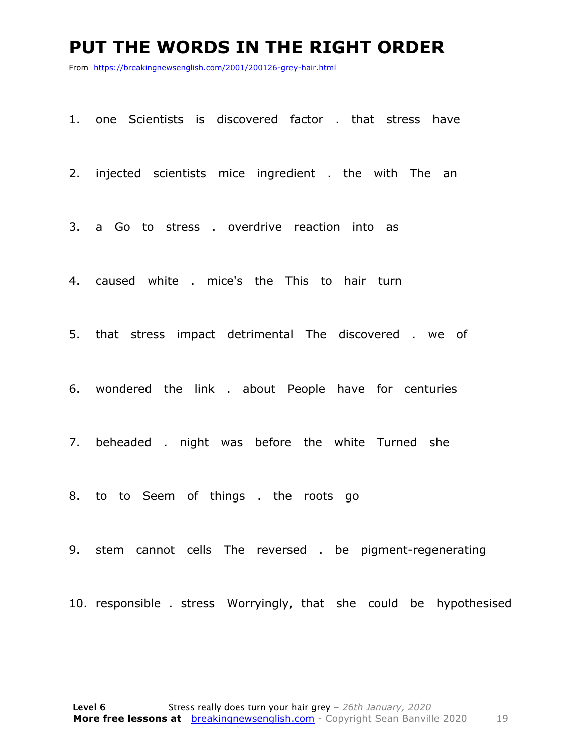# PUT THE WORDS IN THE RIGHT ORDER

From https://breakingnewsenglish.com/2001/200126-grey-hair.html

1. one Scientists is discovered factor . that stress have

2. injected scientists mice ingredient . the with The an

3. a Go to stress . overdrive reaction into as

4. caused white . mice's the This to hair turn

5. that stress impact detrimental The discovered . we of

6. wondered the link . about People have for centuries

7. beheaded . night was before the white Turned she

8. to to Seem of things . the roots go

9. stem cannot cells The reversed . be pigment-regenerating

10. responsible . stress Worryingly, that she could be hypothesised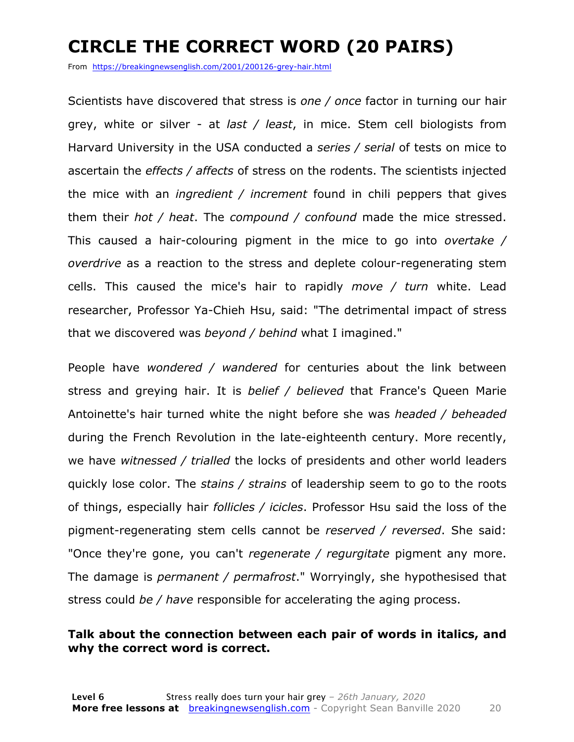# CIRCLE THE CORRECT WORD (20 PAIRS)

From https://breakingnewsenglish.com/2001/200126-grey-hair.html

Scientists have discovered that stress is *one / once* factor in turning our hair grey, white or silver - at *last / least*, in mice. Stem cell biologists from Harvard University in the USA conducted a *series / serial* of tests on mice to ascertain the *effects / affects* of stress on the rodents. The scientists injected the mice with an *ingredient / increment* found in chili peppers that gives them their *hot / heat*. The *compound / confound* made the mice stressed. This caused a hair-colouring pigment in the mice to go into *overtake / overdrive* as a reaction to the stress and deplete colour-regenerating stem cells. This caused the mice's hair to rapidly *move / turn* white. Lead researcher, Professor Ya-Chieh Hsu, said: "The detrimental impact of stress that we discovered was *beyond / behind* what I imagined."

People have *wondered / wandered* for centuries about the link between stress and greying hair. It is *belief / believed* that France's Queen Marie Antoinette's hair turned white the night before she was *headed / beheaded* during the French Revolution in the late-eighteenth century. More recently, we have *witnessed / trialled* the locks of presidents and other world leaders quickly lose color. The *stains / strains* of leadership seem to go to the roots of things, especially hair *follicles / icicles*. Professor Hsu said the loss of the pigment-regenerating stem cells cannot be *reserved / reversed*. She said: "Once they're gone, you can't *regenerate / regurgitate* pigment any more. The damage is *permanent / permafrost*." Worryingly, she hypothesised that stress could *be / have* responsible for accelerating the aging process.

**Talk about the connection between each pair of words in italics, and why the correct word is correct.**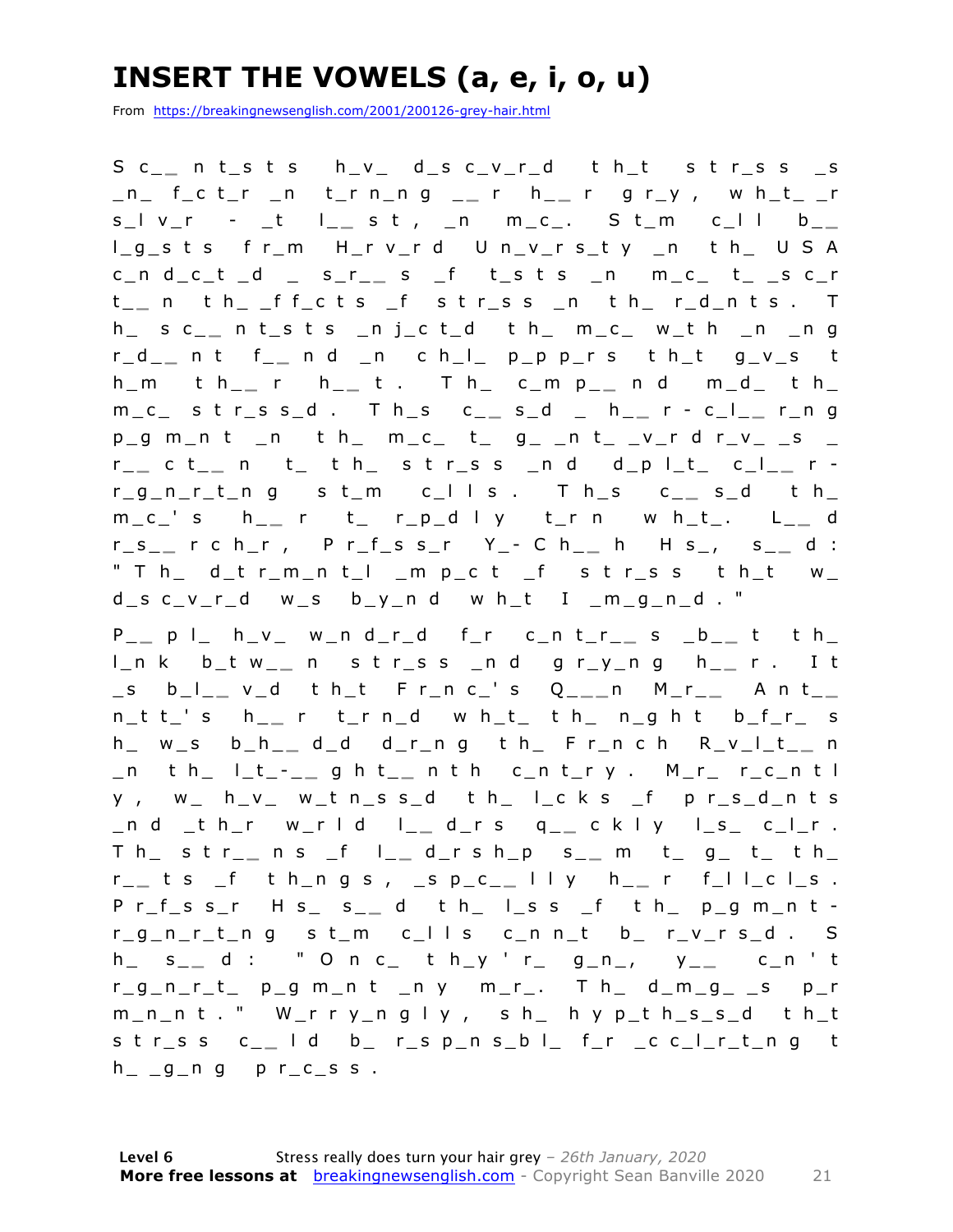# INSERT THE VOWELS (a, e, i, o, u)

From https://breakingnewsenglish.com/2001/200126-grey-hair.html

S c _ _ n t _ s t s  h _ v _  d _ s c _ v _ r _ d  t h _ t  s t r _ s s  _ s  _ n _  f _ c t _ r  _ n  t _ r n _ n g  _ _ r  h _ _ r  g r _ y ,  w h _ t _  _ r  s _ l v _ r  -  _ t  l _ _ s t ,  _ n  m _ c _ .  S t _ m  c _ l l  b _ _  l _ g _ s t s  f r _ m  H _ r v _ r d  U n _ v _ r s _ t y  _ n  t h _  U S A  c _ n d _ c t _ d  _  s _ r _ _ s  _ f  t _ s t s  _ n  m _ c _  t _  _ s c _ r t _ _ n  t h _  _ f f _ c t s  _ f  s t r _ s s  _ n  t h _  r _ d _ n t s .  T h _  s c _ _ n t _ s t s  _ n j _ c t _ d  t h _  m _ c _  w _ t h  _ n  _ n g r _ d _ _ n t  f _ _ n d  _ n  c h _ l _  p _ p p _ r s  t h _ t  g _ v _ s  t h _ m  t h _ _ r  h _ _ t .  T h _  c _ m p _ _ n d  m _ d _  t h _  m _ c _  s t r _ s s _ d .  T h _ s  c _ _ s _ d  _  h _ _ r - c _ l _ _ r _ n g  p _ g m _ n t  _ n  t h _  m _ c _  t _  g _  _ n t _  _ v _ r d r _ v _  _ s  _  r _ _ c t _ _ n  t _  t h _  s t r _ s s  _ n d  d _ p l _ t _  c _ l _ _ r - r _ g _ n _ r _ t _ n g  s t _ m  c _ l l s .  T h _ s  c _ _ s _ d  t h _  m _ c _ ' s  h _ _ r  t _  r _ p _ d l y  t _ r n  w h _ t _ .  L _ _ d  r _ s _ _ r c h _ r ,  P r _ f _ s s _ r  Y _ - C h _ _ h  H s _ ,  s _ _ d :  " T h _  d _ t r _ m _ n t _ l  _ m p _ c t  _ f  s t r _ s s  t h _ t  w _  d _ s c _ v _ r _ d  w _ s  b _ y _ n d  w h _ t  I  _ m _ g _ n _ d . "

P _ _ p l _  h _ v _  w _ n d _ r _ d  f _ r  c _ n t _ r _ _ s  _ b _ _ t  t h _  l _ n k  b _ t w _ _ n  s t r _ s s  _ n d  g r _ y _ n g  h _ _ r .  I t  _ s  b _ l _ _ v _ d  t h _ t  F r _ n c _ ' s  Q _ _ _ n  M _ r _ _  A n t _ _ n _ t t _ ' s  h _ _ r  t _ r n _ d  w h _ t _  t h _  n _ g h t  b _ f _ r _  s h _  w _ s  b _ h _ _ d _ d  d _ r _ n g  t h _  F r _ n c h  R _ v _ l _ t _ _ n  _ n  t h _  l _ t _ - _ _ g h t _ _ n t h  c _ n t _ r y .  M _ r _  r _ c _ n t l y ,  w _  h _ v _  w _ t n _ s s _ d  t h _  l _ c k s  _ f  p r _ s _ d _ n t s  _ n d  _ t h _ r  w _ r l d  l _ _ d _ r s  q _ _ c k l y  l _ s _  c _ l _ r .  T h _  s t r _ _ n s  _ f  l _ _ d _ r s h _ p  s _ _ m  t _  g _  t _  t h _  r _ _ t s  _ f  t h _ n g s ,  _ s p _ c _ _ l l y  h _ _ r  f _ l l _ c l _ s .  P r _ f _ s s _ r  H s _  s _ _ d  t h _  l _ s s  _ f  t h _  p _ g m _ n t - r _ g _ n _ r _ t _ n g  s t _ m  c _ l l s  c _ n n _ t  b _  r _ v _ r s _ d .  S h _  s _ _ d :  " O n c _  t h _ y ' r _  g _ n _ ,  y _ _  c _ n ' t  r _ g _ n _ r _ t _  p _ g m _ n t  _ n y  m _ r _ .  T h _  d _ m _ g _  _ s  p _ r m _ n _ n t . "  W _ r r y _ n g l y ,  s h _  h y p _ t h _ s _ s _ d  t h _ t  s t r _ s s  c _ _ l d  b _  r _ s p _ n s _ b l _  f _ r  _ c c _ l _ r _ t _ n g  t h _  _ g _ n g  p r _ c _ s s .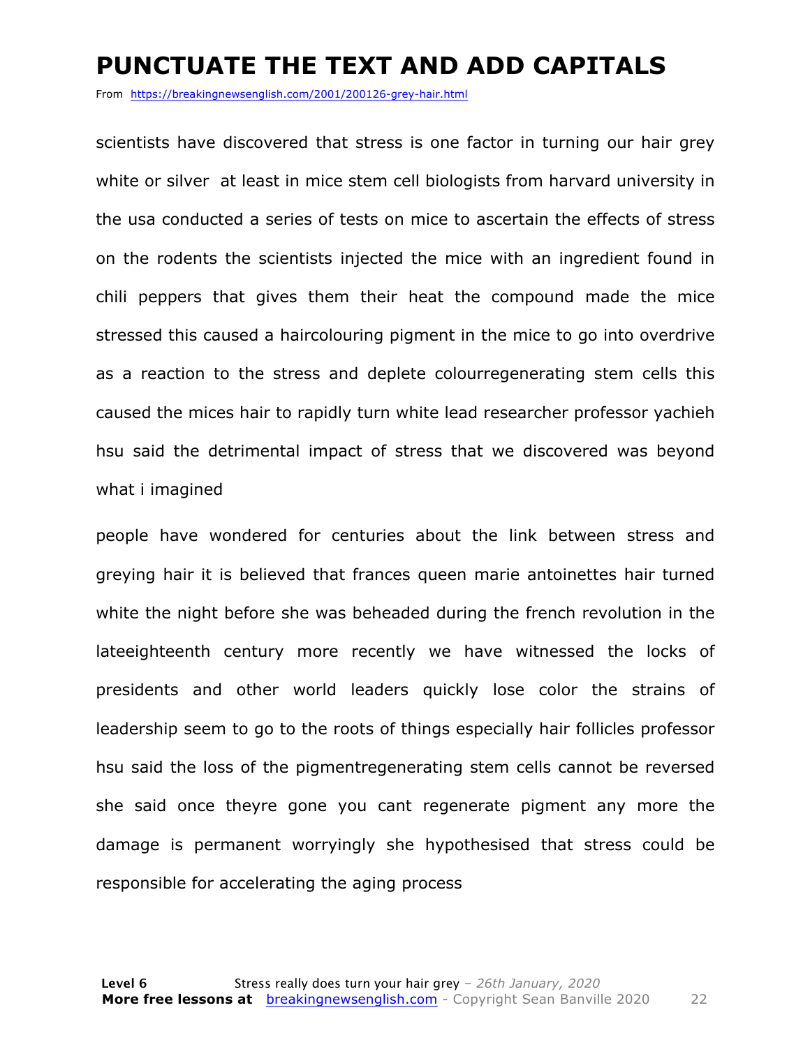# PUNCTUATE THE TEXT AND ADD CAPITALS

From https://breakingnewsenglish.com/2001/200126-grey-hair.html

scientists have discovered that stress is one factor in turning our hair grey white or silver  at least in mice stem cell biologists from harvard university in the usa conducted a series of tests on mice to ascertain the effects of stress on the rodents the scientists injected the mice with an ingredient found in chili peppers that gives them their heat the compound made the mice stressed this caused a haircolouring pigment in the mice to go into overdrive as a reaction to the stress and deplete colourregenerating stem cells this caused the mices hair to rapidly turn white lead researcher professor yachieh hsu said the detrimental impact of stress that we discovered was beyond what i imagined

people have wondered for centuries about the link between stress and greying hair it is believed that frances queen marie antoinettes hair turned white the night before she was beheaded during the french revolution in the lateeighteenth century more recently we have witnessed the locks of presidents and other world leaders quickly lose color the strains of leadership seem to go to the roots of things especially hair follicles professor hsu said the loss of the pigmentregenerating stem cells cannot be reversed she said once theyre gone you cant regenerate pigment any more the damage is permanent worryingly she hypothesised that stress could be responsible for accelerating the aging process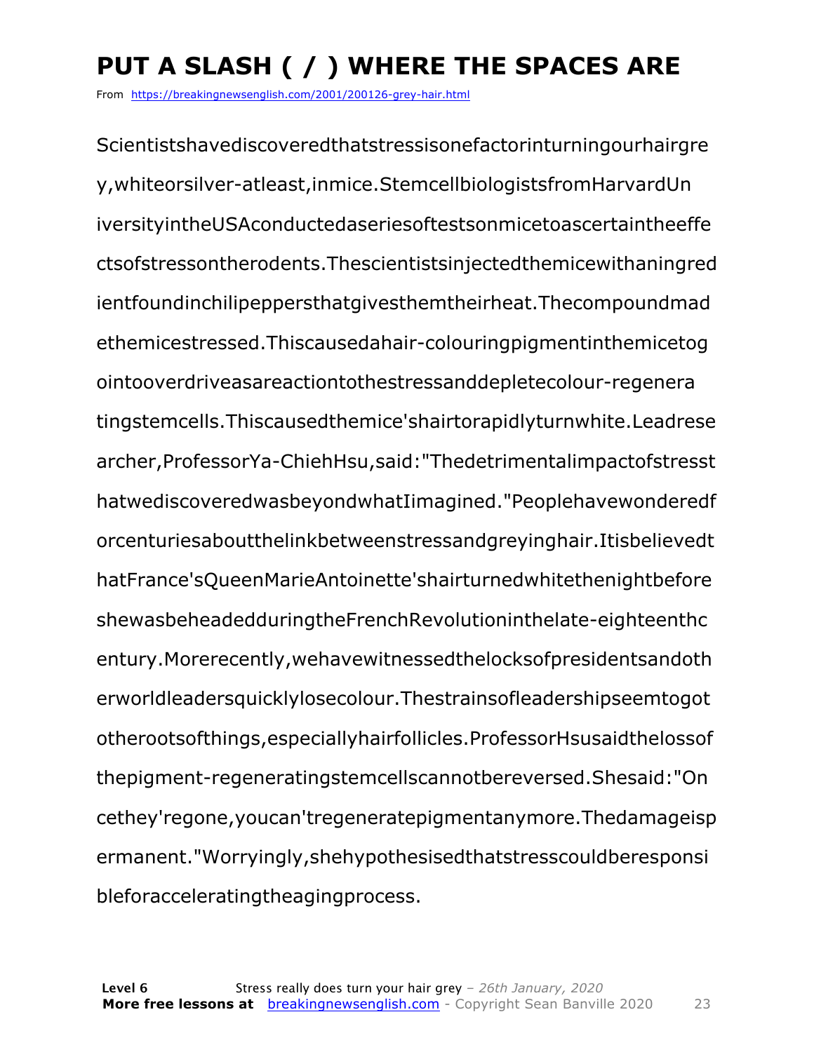# PUT A SLASH ( / ) WHERE THE SPACES ARE

From https://breakingnewsenglish.com/2001/200126-grey-hair.html

Scientistshavediscoveredthatstressisonefactorinturningourhairgre y,whiteorsilver-atleast,inmice.StemcellbiologistsfromHarvardUn iversityintheUSAconductedaseriesoftestsonmicetoascertaintheeffe ctsofstressontherodents.Thescientistsinjectedthemicewithaningred ientfoundinchilipeppersthatgivesthemtheirheat.Thecompoundmad ethemicestressed.Thiscausedahair-colouringpigmentinthemicetog ointooverdriveasareactiontothestressanddepletecolour-regenera tingstemcells.Thiscausedthemice'shairtorapidlyturnwhite.Leadrese archer,ProfessorYa-ChiehHsu,said:"Thedetrimentalimpactofstresst hatwediscoveredwasbeyondwhatIimagined."Peoplehavewonderedf orcenturiesaboutthelinkbetweenstressandgreyinghair.Itisbelievedt hatFrance'sQueenMarieAntoinette'shairturnedwhitethenightbefore shewasbeheadedduringtheFrenchRevolutioninthelate-eighteenthc entury.Morerecently,wehavewitnessedthelocksofpresidentsandoth erworldleadersquicklylosecolour.Thestrainsofleadershipseemtogot otherootsofthings,especiallyhairfollicles.ProfessorHsusaidthelossof thepigment-regeneratingstemcellscannotbereversed.Shesaid:"On cethey'regone,youcan'tregeneratepigmentanymore.Thedamageisp ermanent."Worryingly,shehypothesisedthatstresscouldberesponsi bleforacceleratingtheagingprocess.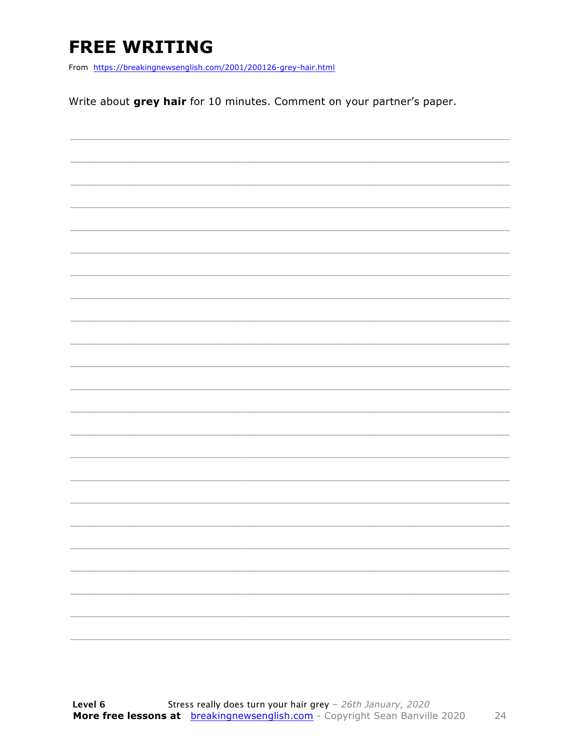# FREE WRITING

From https://breakingnewsenglish.com/2001/200126-grey-hair.html

Write about **grey hair** for 10 minutes. Comment on your partner's paper.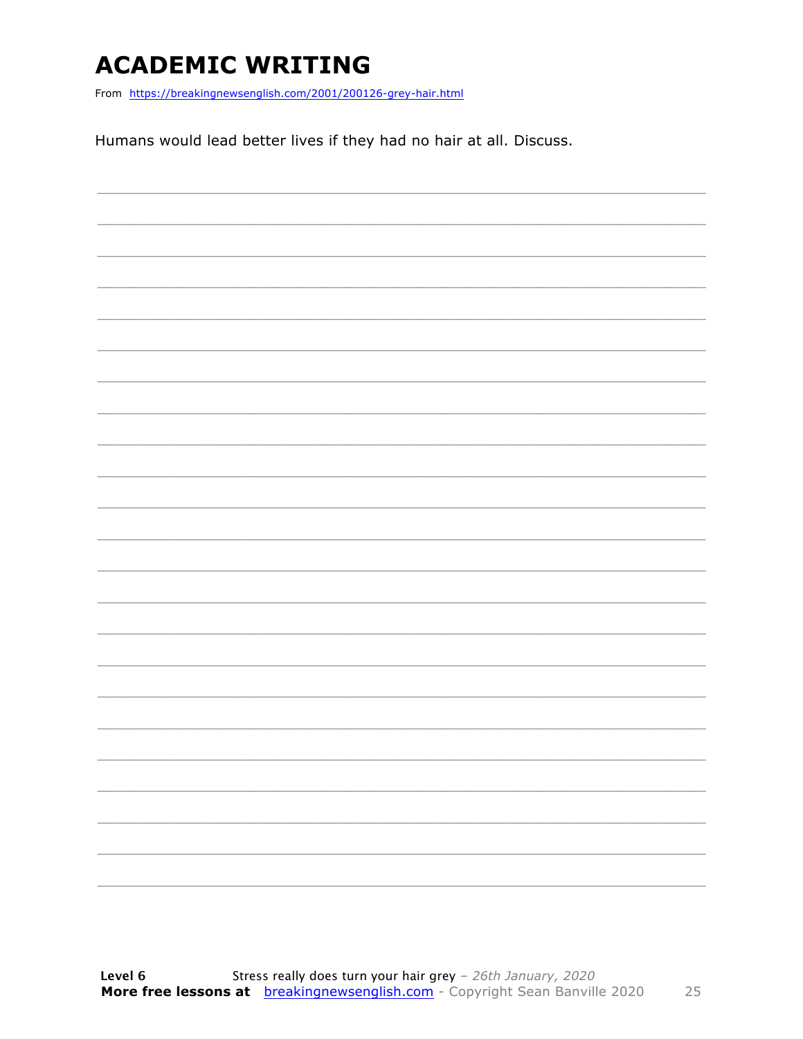# ACADEMIC WRITING

From https://breakingnewsenglish.com/2001/200126-grey-hair.html

Humans would lead better lives if they had no hair at all. Discuss.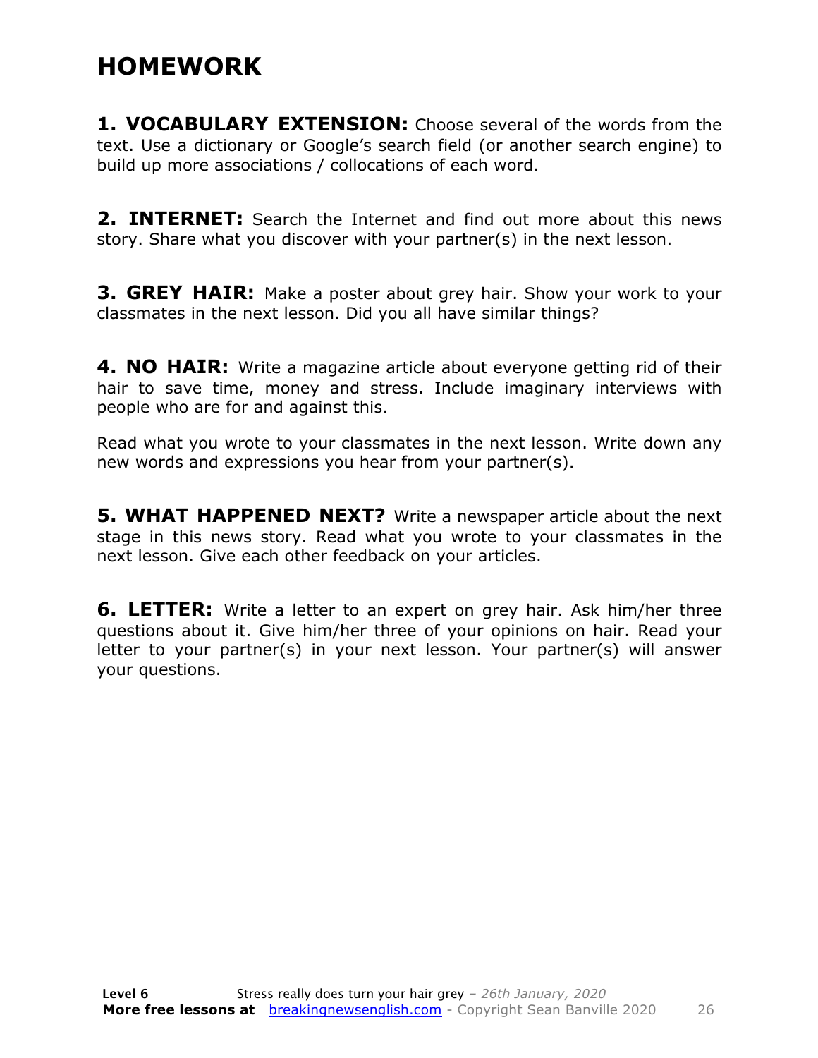# HOMEWORK

**1. VOCABULARY EXTENSION:** Choose several of the words from the text. Use a dictionary or Google's search field (or another search engine) to build up more associations / collocations of each word.

**2. INTERNET:** Search the Internet and find out more about this news story. Share what you discover with your partner(s) in the next lesson.

**3. GREY HAIR:** Make a poster about grey hair. Show your work to your classmates in the next lesson. Did you all have similar things?

**4. NO HAIR:** Write a magazine article about everyone getting rid of their hair to save time, money and stress. Include imaginary interviews with people who are for and against this.

Read what you wrote to your classmates in the next lesson. Write down any new words and expressions you hear from your partner(s).

**5. WHAT HAPPENED NEXT?** Write a newspaper article about the next stage in this news story. Read what you wrote to your classmates in the next lesson. Give each other feedback on your articles.

**6. LETTER:** Write a letter to an expert on grey hair. Ask him/her three questions about it. Give him/her three of your opinions on hair. Read your letter to your partner(s) in your next lesson. Your partner(s) will answer your questions.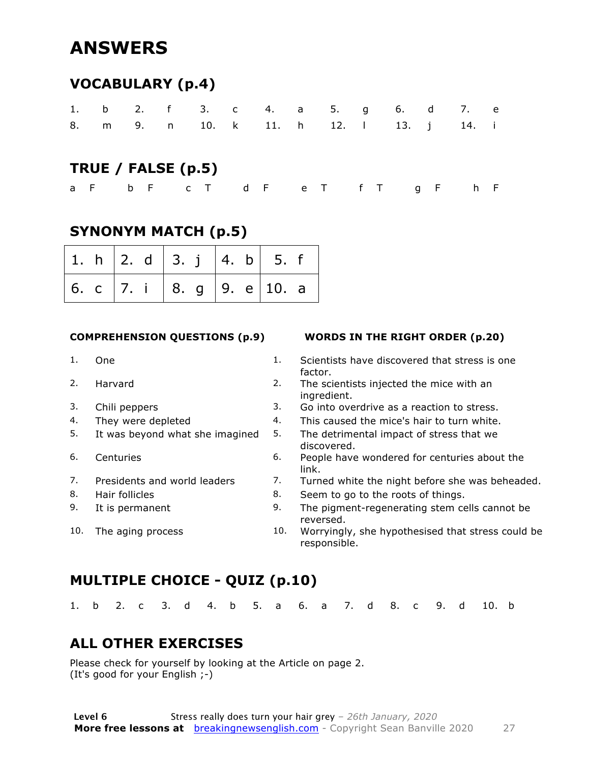# ANSWERS

## VOCABULARY (p.4)

| | | | | | | | | | | | | | |
|---|---|---|---|---|---|---|---|---|---|---|---|---|---|
| 1. | b | 2. | f | 3. | c | 4. | a | 5. | g | 6. | d | 7. | e |
| 8. | m | 9. | n | 10. | k | 11. | h | 12. | l | 13. | j | 14. | i |

## TRUE / FALSE (p.5)

a F b F c T d F e T f T g F h F

## SYNONYM MATCH (p.5)

| | | | | |
|---|---|---|---|---|
| 1. h | 2. d | 3. j | 4. b | 5. f |
| 6. c | 7. i | 8. g | 9. e | 10. a |

### COMPREHENSION QUESTIONS (p.9)

1. One
2. Harvard
3. Chili peppers
4. They were depleted
5. It was beyond what she imagined
6. Centuries
7. Presidents and world leaders
8. Hair follicles
9. It is permanent
10. The aging process

### WORDS IN THE RIGHT ORDER (p.20)

1. Scientists have discovered that stress is one factor.
2. The scientists injected the mice with an ingredient.
3. Go into overdrive as a reaction to stress.
4. This caused the mice's hair to turn white.
5. The detrimental impact of stress that we discovered.
6. People have wondered for centuries about the link.
7. Turned white the night before she was beheaded.
8. Seem to go to the roots of things.
9. The pigment-regenerating stem cells cannot be reversed.
10. Worryingly, she hypothesised that stress could be responsible.

## MULTIPLE CHOICE - QUIZ (p.10)

1. b 2. c 3. d 4. b 5. a 6. a 7. d 8. c 9. d 10. b

## ALL OTHER EXERCISES

Please check for yourself by looking at the Article on page 2.
(It's good for your English ;-)